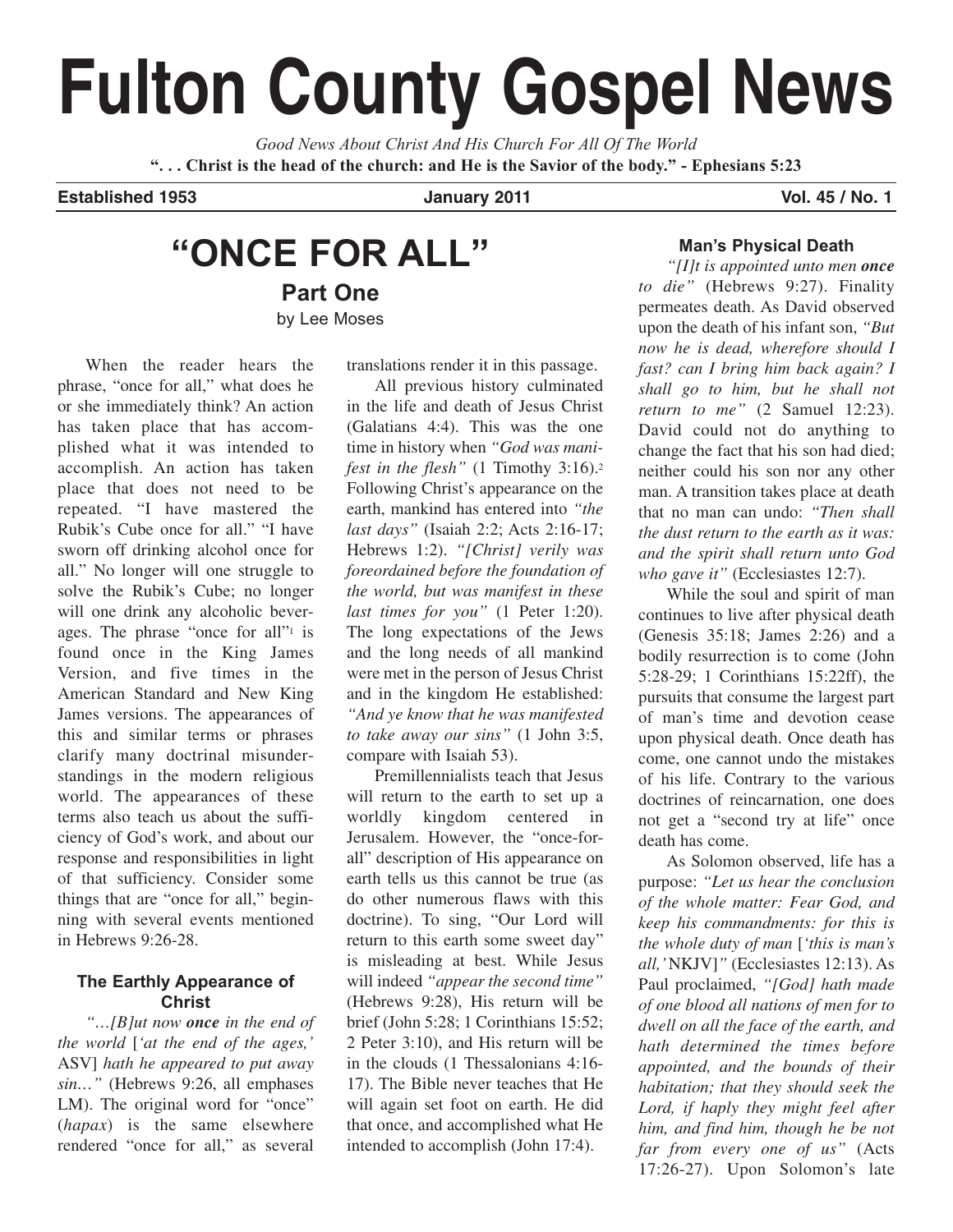# Fulton County Gospel News

*Good News About Christ And His Church For All Of The World*

**". . . Christ is the head of the church: and He is the Savior of the body." - Ephesians 5:23**

**Established 1953** **January 2011** **Vol. 45 / No. 1**

## "ONCE FOR ALL"

### Part One

by Lee Moses

When the reader hears the phrase, "once for all," what does he or she immediately think? An action has taken place that has accomplished what it was intended to accomplish. An action has taken place that does not need to be repeated. "I have mastered the Rubik's Cube once for all." "I have sworn off drinking alcohol once for all." No longer will one struggle to solve the Rubik's Cube; no longer will one drink any alcoholic beverages. The phrase "once for all"[1] is found once in the King James Version, and five times in the American Standard and New King James versions. The appearances of this and similar terms or phrases clarify many doctrinal misunderstandings in the modern religious world. The appearances of these terms also teach us about the sufficiency of God's work, and about our response and responsibilities in light of that sufficiency. Consider some things that are "once for all," beginning with several events mentioned in Hebrews 9:26-28.

#### The Earthly Appearance of Christ

*"…[B]ut now **once** in the end of the world* [*'at the end of the ages,'* ASV] *hath he appeared to put away sin…"* (Hebrews 9:26, all emphases LM). The original word for "once" (*hapax*) is the same elsewhere rendered "once for all," as several translations render it in this passage.

All previous history culminated in the life and death of Jesus Christ (Galatians 4:4). This was the one time in history when *"God was manifest in the flesh"* (1 Timothy 3:16).[2] Following Christ's appearance on the earth, mankind has entered into *"the last days"* (Isaiah 2:2; Acts 2:16-17; Hebrews 1:2). *"[Christ] verily was foreordained before the foundation of the world, but was manifest in these last times for you"* (1 Peter 1:20). The long expectations of the Jews and the long needs of all mankind were met in the person of Jesus Christ and in the kingdom He established: *"And ye know that he was manifested to take away our sins"* (1 John 3:5, compare with Isaiah 53).

Premillennialists teach that Jesus will return to the earth to set up a worldly kingdom centered in Jerusalem. However, the "once-for-all" description of His appearance on earth tells us this cannot be true (as do other numerous flaws with this doctrine). To sing, "Our Lord will return to this earth some sweet day" is misleading at best. While Jesus will indeed *"appear the second time"* (Hebrews 9:28), His return will be brief (John 5:28; 1 Corinthians 15:52; 2 Peter 3:10), and His return will be in the clouds (1 Thessalonians 4:16-17). The Bible never teaches that He will again set foot on earth. He did that once, and accomplished what He intended to accomplish (John 17:4).

#### Man's Physical Death

*"[I]t is appointed unto men **once** to die"* (Hebrews 9:27). Finality permeates death. As David observed upon the death of his infant son, *"But now he is dead, wherefore should I fast? can I bring him back again? I shall go to him, but he shall not return to me"* (2 Samuel 12:23). David could not do anything to change the fact that his son had died; neither could his son nor any other man. A transition takes place at death that no man can undo: *"Then shall the dust return to the earth as it was: and the spirit shall return unto God who gave it"* (Ecclesiastes 12:7).

While the soul and spirit of man continues to live after physical death (Genesis 35:18; James 2:26) and a bodily resurrection is to come (John 5:28-29; 1 Corinthians 15:22ff), the pursuits that consume the largest part of man's time and devotion cease upon physical death. Once death has come, one cannot undo the mistakes of his life. Contrary to the various doctrines of reincarnation, one does not get a "second try at life" once death has come.

As Solomon observed, life has a purpose: *"Let us hear the conclusion of the whole matter: Fear God, and keep his commandments: for this is the whole duty of man* [*'this is man's all,'* NKJV]*"* (Ecclesiastes 12:13). As Paul proclaimed, *"[God] hath made of one blood all nations of men for to dwell on all the face of the earth, and hath determined the times before appointed, and the bounds of their habitation; that they should seek the Lord, if haply they might feel after him, and find him, though he be not far from every one of us"* (Acts 17:26-27). Upon Solomon's late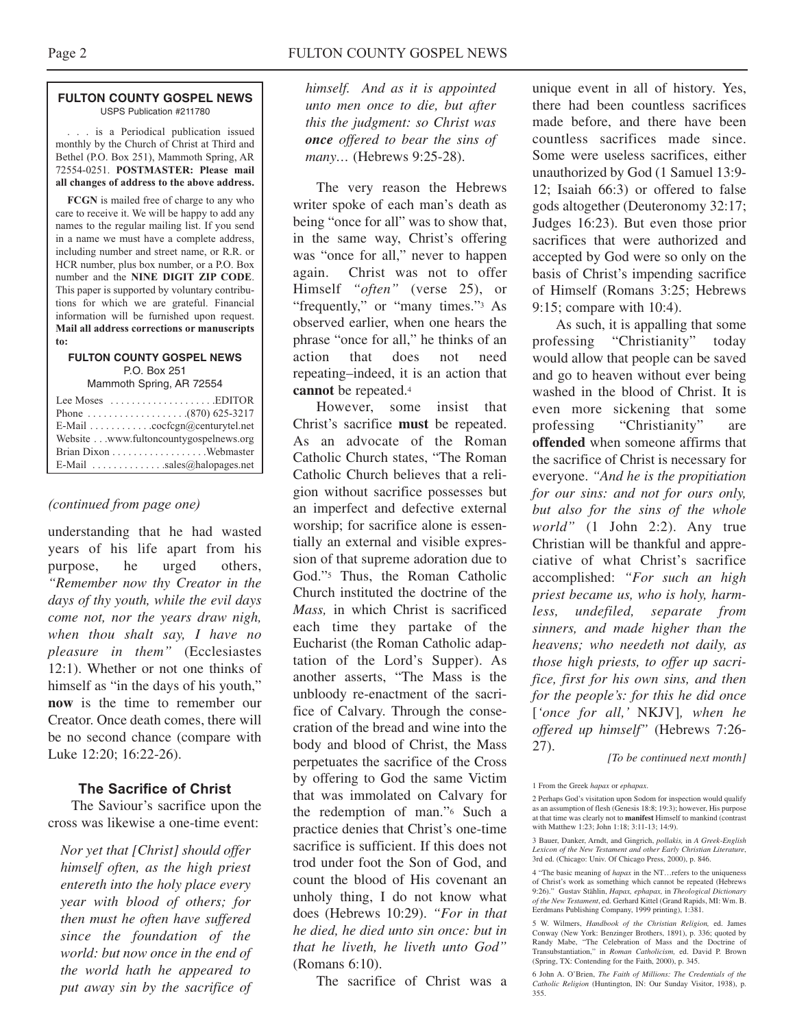**FULTON COUNTY GOSPEL NEWS**
USPS Publication #211780

. . . is a Periodical publication issued monthly by the Church of Christ at Third and Bethel (P.O. Box 251), Mammoth Spring, AR 72554-0251. **POSTMASTER: Please mail all changes of address to the above address.**

**FCGN** is mailed free of charge to any who care to receive it. We will be happy to add any names to the regular mailing list. If you send in a name we must have a complete address, including number and street name, or R.R. or HCR number, plus box number, or a P.O. Box number and the **NINE DIGIT ZIP CODE**. This paper is supported by voluntary contributions for which we are grateful. Financial information will be furnished upon request. **Mail all address corrections or manuscripts to:**

**FULTON COUNTY GOSPEL NEWS**
P.O. Box 251
Mammoth Spring, AR 72554

Lee Moses . . . . . . . . . . . . . . . . . . . .EDITOR
Phone . . . . . . . . . . . . . . . . . . .(870) 625-3217
E-Mail . . . . . . . . . . . .cocfcgn@centurytel.net
Website . . .www.fultoncountygospelnews.org
Brian Dixon . . . . . . . . . . . . . . . . . .Webmaster
E-Mail . . . . . . . . . . . . . .sales@halopages.net

*(continued from page one)*

understanding that he had wasted years of his life apart from his purpose, he urged others, *"Remember now thy Creator in the days of thy youth, while the evil days come not, nor the years draw nigh, when thou shalt say, I have no pleasure in them"* (Ecclesiastes 12:1). Whether or not one thinks of himself as "in the days of his youth," **now** is the time to remember our Creator. Once death comes, there will be no second chance (compare with Luke 12:20; 16:22-26).

### The Sacrifice of Christ

The Saviour's sacrifice upon the cross was likewise a one-time event:

> *Nor yet that [Christ] should offer himself often, as the high priest entereth into the holy place every year with blood of others; for then must he often have suffered since the foundation of the world: but now once in the end of the world hath he appeared to put away sin by the sacrifice of himself. And as it is appointed unto men once to die, but after this the judgment: so Christ was **once** offered to bear the sins of many…* (Hebrews 9:25-28).

The very reason the Hebrews writer spoke of each man's death as being "once for all" was to show that, in the same way, Christ's offering was "once for all," never to happen again. Christ was not to offer Himself *"often"* (verse 25), or "frequently," or "many times."[3] As observed earlier, when one hears the phrase "once for all," he thinks of an action that does not need repeating–indeed, it is an action that **cannot** be repeated.[4]

However, some insist that Christ's sacrifice **must** be repeated. As an advocate of the Roman Catholic Church states, "The Roman Catholic Church believes that a religion without sacrifice possesses but an imperfect and defective external worship; for sacrifice alone is essentially an external and visible expression of that supreme adoration due to God."[5] Thus, the Roman Catholic Church instituted the doctrine of the *Mass,* in which Christ is sacrificed each time they partake of the Eucharist (the Roman Catholic adaptation of the Lord's Supper). As another asserts, "The Mass is the unbloody re-enactment of the sacrifice of Calvary. Through the consecration of the bread and wine into the body and blood of Christ, the Mass perpetuates the sacrifice of the Cross by offering to God the same Victim that was immolated on Calvary for the redemption of man."[6] Such a practice denies that Christ's one-time sacrifice is sufficient. If this does not trod under foot the Son of God, and count the blood of His covenant an unholy thing, I do not know what does (Hebrews 10:29). *"For in that he died, he died unto sin once: but in that he liveth, he liveth unto God"* (Romans 6:10).

The sacrifice of Christ was a unique event in all of history. Yes, there had been countless sacrifices made before, and there have been countless sacrifices made since. Some were useless sacrifices, either unauthorized by God (1 Samuel 13:9-12; Isaiah 66:3) or offered to false gods altogether (Deuteronomy 32:17; Judges 16:23). But even those prior sacrifices that were authorized and accepted by God were so only on the basis of Christ's impending sacrifice of Himself (Romans 3:25; Hebrews 9:15; compare with 10:4).

As such, it is appalling that some professing "Christianity" today would allow that people can be saved and go to heaven without ever being washed in the blood of Christ. It is even more sickening that some professing "Christianity" are **offended** when someone affirms that the sacrifice of Christ is necessary for everyone. *"And he is the propitiation for our sins: and not for ours only, but also for the sins of the whole world"* (1 John 2:2). Any true Christian will be thankful and appreciative of what Christ's sacrifice accomplished: *"For such an high priest became us, who is holy, harmless, undefiled, separate from sinners, and made higher than the heavens; who needeth not daily, as those high priests, to offer up sacrifice, first for his own sins, and then for the people's: for this he did once* [*'once for all,'* NKJV]*, when he offered up himself"* (Hebrews 7:26-27).

*[To be continued next month]*

1 From the Greek *hapax* or *ephapax*.

2 Perhaps God's visitation upon Sodom for inspection would qualify as an assumption of flesh (Genesis 18:8; 19:3); however, His purpose at that time was clearly not to **manifest** Himself to mankind (contrast with Matthew 1:23; John 1:18; 3:11-13; 14:9).

3 Bauer, Danker, Arndt, and Gingrich, *pollakis,* in *A Greek-English Lexicon of the New Testament and other Early Christian Literature*, 3rd ed. (Chicago: Univ. Of Chicago Press, 2000), p. 846.

4 "The basic meaning of *hapax* in the NT…refers to the uniqueness of Christ's work as something which cannot be repeated (Hebrews 9:26)." Gustav Stählin, *Hapax, ephapax,* in *Theological Dictionary of the New Testament*, ed. Gerhard Kittel (Grand Rapids, MI: Wm. B. Eerdmans Publishing Company, 1999 printing), 1:381.

5 W. Wilmers, *Handbook of the Christian Religion,* ed. James Conway (New York: Benzinger Brothers, 1891), p. 336; quoted by Randy Mabe, "The Celebration of Mass and the Doctrine of Transubstantiation," in *Roman Catholicism,* ed. David P. Brown (Spring, TX: Contending for the Faith, 2000), p. 345.

6 John A. O'Brien, *The Faith of Millions: The Credentials of the Catholic Religion* (Huntington, IN: Our Sunday Visitor, 1938), p. 355.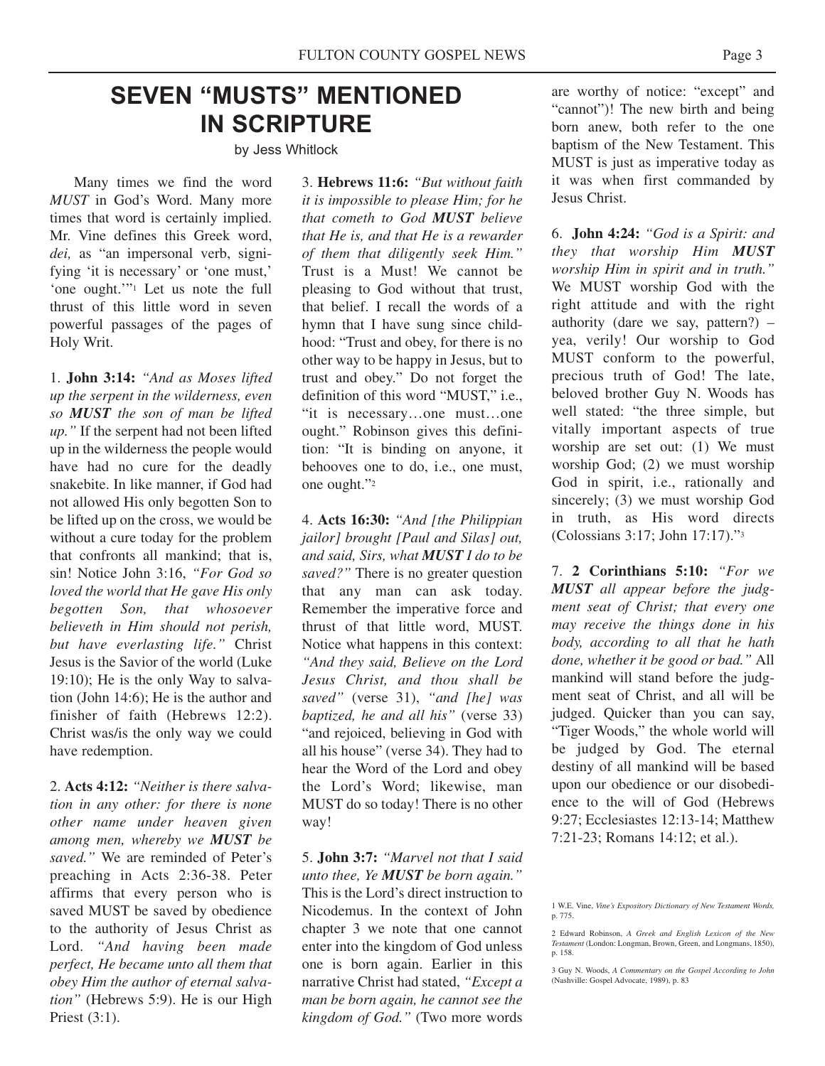# SEVEN "MUSTS" MENTIONED IN SCRIPTURE

by Jess Whitlock

Many times we find the word *MUST* in God's Word. Many more times that word is certainly implied. Mr. Vine defines this Greek word, *dei,* as "an impersonal verb, signifying 'it is necessary' or 'one must,' 'one ought.'"[1] Let us note the full thrust of this little word in seven powerful passages of the pages of Holy Writ.

1. **John 3:14:** *"And as Moses lifted up the serpent in the wilderness, even so **MUST** the son of man be lifted up."* If the serpent had not been lifted up in the wilderness the people would have had no cure for the deadly snakebite. In like manner, if God had not allowed His only begotten Son to be lifted up on the cross, we would be without a cure today for the problem that confronts all mankind; that is, sin! Notice John 3:16, *"For God so loved the world that He gave His only begotten Son, that whosoever believeth in Him should not perish, but have everlasting life."* Christ Jesus is the Savior of the world (Luke 19:10); He is the only Way to salvation (John 14:6); He is the author and finisher of faith (Hebrews 12:2). Christ was/is the only way we could have redemption.

2. **Acts 4:12:** *"Neither is there salvation in any other: for there is none other name under heaven given among men, whereby we **MUST** be saved."* We are reminded of Peter's preaching in Acts 2:36-38. Peter affirms that every person who is saved MUST be saved by obedience to the authority of Jesus Christ as Lord. *"And having been made perfect, He became unto all them that obey Him the author of eternal salvation"* (Hebrews 5:9). He is our High Priest (3:1).

3. **Hebrews 11:6:** *"But without faith it is impossible to please Him; for he that cometh to God **MUST** believe that He is, and that He is a rewarder of them that diligently seek Him."* Trust is a Must! We cannot be pleasing to God without that trust, that belief. I recall the words of a hymn that I have sung since childhood: "Trust and obey, for there is no other way to be happy in Jesus, but to trust and obey." Do not forget the definition of this word "MUST," i.e., "it is necessary…one must…one ought." Robinson gives this definition: "It is binding on anyone, it behooves one to do, i.e., one must, one ought."[2]

4. **Acts 16:30:** *"And [the Philippian jailor] brought [Paul and Silas] out, and said, Sirs, what **MUST** I do to be saved?"* There is no greater question that any man can ask today. Remember the imperative force and thrust of that little word, MUST. Notice what happens in this context: *"And they said, Believe on the Lord Jesus Christ, and thou shall be saved"* (verse 31), *"and [he] was baptized, he and all his"* (verse 33) "and rejoiced, believing in God with all his house" (verse 34). They had to hear the Word of the Lord and obey the Lord's Word; likewise, man MUST do so today! There is no other way!

5. **John 3:7:** *"Marvel not that I said unto thee, Ye **MUST** be born again."* This is the Lord's direct instruction to Nicodemus. In the context of John chapter 3 we note that one cannot enter into the kingdom of God unless one is born again. Earlier in this narrative Christ had stated, *"Except a man be born again, he cannot see the kingdom of God."* (Two more words are worthy of notice: "except" and "cannot")! The new birth and being born anew, both refer to the one baptism of the New Testament. This MUST is just as imperative today as it was when first commanded by Jesus Christ.

6. **John 4:24:** *"God is a Spirit: and they that worship Him **MUST** worship Him in spirit and in truth."* We MUST worship God with the right attitude and with the right authority (dare we say, pattern?) – yea, verily! Our worship to God MUST conform to the powerful, precious truth of God! The late, beloved brother Guy N. Woods has well stated: "the three simple, but vitally important aspects of true worship are set out: (1) We must worship God; (2) we must worship God in spirit, i.e., rationally and sincerely; (3) we must worship God in truth, as His word directs (Colossians 3:17; John 17:17)."[3]

7. **2 Corinthians 5:10:** *"For we **MUST** all appear before the judgment seat of Christ; that every one may receive the things done in his body, according to all that he hath done, whether it be good or bad."* All mankind will stand before the judgment seat of Christ, and all will be judged. Quicker than you can say, "Tiger Woods," the whole world will be judged by God. The eternal destiny of all mankind will be based upon our obedience or our disobedience to the will of God (Hebrews 9:27; Ecclesiastes 12:13-14; Matthew 7:21-23; Romans 14:12; et al.).

---

1 W.E. Vine, *Vine's Expository Dictionary of New Testament Words,* p. 775.

2 Edward Robinson, *A Greek and English Lexicon of the New Testament* (London: Longman, Brown, Green, and Longmans, 1850), p. 158.

3 Guy N. Woods, *A Commentary on the Gospel According to John* (Nashville: Gospel Advocate, 1989), p. 83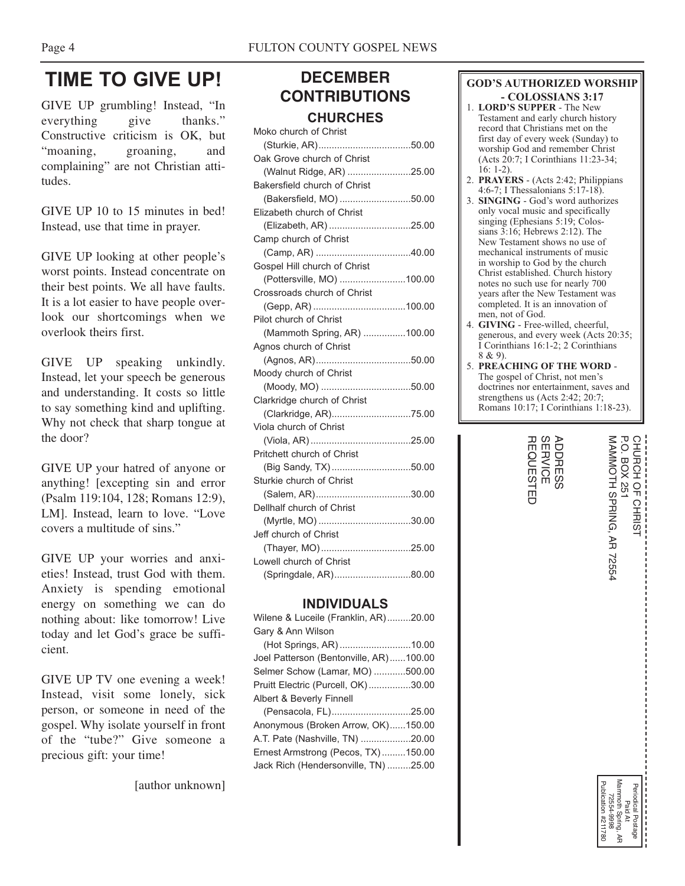# TIME TO GIVE UP!

GIVE UP grumbling! Instead, "In everything give thanks." Constructive criticism is OK, but "moaning, groaning, and complaining" are not Christian attitudes.

GIVE UP 10 to 15 minutes in bed! Instead, use that time in prayer.

GIVE UP looking at other people's worst points. Instead concentrate on their best points. We all have faults. It is a lot easier to have people overlook our shortcomings when we overlook theirs first.

GIVE UP speaking unkindly. Instead, let your speech be generous and understanding. It costs so little to say something kind and uplifting. Why not check that sharp tongue at the door?

GIVE UP your hatred of anyone or anything! [excepting sin and error (Psalm 119:104, 128; Romans 12:9), LM]. Instead, learn to love. "Love covers a multitude of sins."

GIVE UP your worries and anxieties! Instead, trust God with them. Anxiety is spending emotional energy on something we can do nothing about: like tomorrow! Live today and let God's grace be sufficient.

GIVE UP TV one evening a week! Instead, visit some lonely, sick person, or someone in need of the gospel. Why isolate yourself in front of the "tube?" Give someone a precious gift: your time!

[author unknown]

# DECEMBER CONTRIBUTIONS

## CHURCHES

Moko church of Christ (Sturkie, AR)....50.00
Oak Grove church of Christ (Walnut Ridge, AR)....25.00
Bakersfield church of Christ (Bakersfield, MO)....50.00
Elizabeth church of Christ (Elizabeth, AR)....25.00
Camp church of Christ (Camp, AR)....40.00
Gospel Hill church of Christ (Pottersville, MO)....100.00
Crossroads church of Christ (Gepp, AR)....100.00
Pilot church of Christ (Mammoth Spring, AR)....100.00
Agnos church of Christ (Agnos, AR)....50.00
Moody church of Christ (Moody, MO)....50.00
Clarkridge church of Christ (Clarkridge, AR)....75.00
Viola church of Christ (Viola, AR)....25.00
Pritchett church of Christ (Big Sandy, TX)....50.00
Sturkie church of Christ (Salem, AR)....30.00
Dellhalf church of Christ (Myrtle, MO)....30.00
Jeff church of Christ (Thayer, MO)....25.00
Lowell church of Christ (Springdale, AR)....80.00

## INDIVIDUALS

Wilene & Luceile (Franklin, AR)....20.00
Gary & Ann Wilson (Hot Springs, AR)....10.00
Joel Patterson (Bentonville, AR)....100.00
Selmer Schow (Lamar, MO)....500.00
Pruitt Electric (Purcell, OK)....30.00
Albert & Beverly Finnell (Pensacola, FL)....25.00
Anonymous (Broken Arrow, OK)....150.00
A.T. Pate (Nashville, TN)....20.00
Ernest Armstrong (Pecos, TX)....150.00
Jack Rich (Hendersonville, TN)....25.00

## GOD'S AUTHORIZED WORSHIP - COLOSSIANS 3:17

1. **LORD'S SUPPER** - The New Testament and early church history record that Christians met on the first day of every week (Sunday) to worship God and remember Christ (Acts 20:7; I Corinthians 11:23-34; 16: 1-2).
2. **PRAYERS** - (Acts 2:42; Philippians 4:6-7; I Thessalonians 5:17-18).
3. **SINGING** - God's word authorizes only vocal music and specifically singing (Ephesians 5:19; Colossians 3:16; Hebrews 2:12). The New Testament shows no use of mechanical instruments of music in worship to God by the church Christ established. Church history notes no such use for nearly 700 years after the New Testament was completed. It is an innovation of men, not of God.
4. **GIVING** - Free-willed, cheerful, generous, and every week (Acts 20:35; I Corinthians 16:1-2; 2 Corinthians 8 & 9).
5. **PREACHING OF THE WORD** - The gospel of Christ, not men's doctrines nor entertainment, saves and strengthens us (Acts 2:42; 20:7; Romans 10:17; I Corinthians 1:18-23).

CHURCH OF CHRIST
P.O. BOX 251
MAMMOTH SPRING, AR 72554

ADDRESS SERVICE REQUESTED

Periodical Postage Paid At Mammoth Spring, AR 72554-9998 Publication #211780